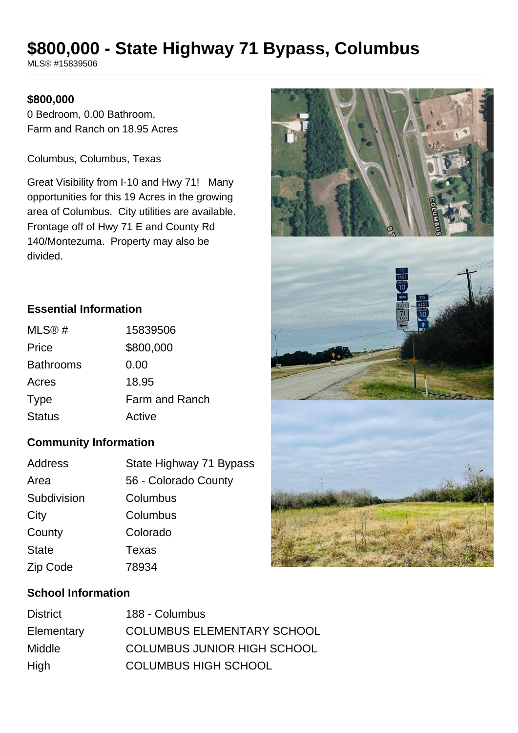# $800,000 - State Highway 71 Bypass, Columbus

MLS® #15839506

**$800,000**

0 Bedroom, 0.00 Bathroom,
Farm and Ranch on 18.95 Acres

Columbus, Columbus, Texas

Great Visibility from I-10 and Hwy 71! Many opportunities for this 19 Acres in the growing area of Columbus. City utilities are available. Frontage off of Hwy 71 E and County Rd 140/Montezuma. Property may also be divided.

## Essential Information

| | |
|---|---|
| MLS® # | 15839506 |
| Price | $800,000 |
| Bathrooms | 0.00 |
| Acres | 18.95 |
| Type | Farm and Ranch |
| Status | Active |

## Community Information

| | |
|---|---|
| Address | State Highway 71 Bypass |
| Area | 56 - Colorado County |
| Subdivision | Columbus |
| City | Columbus |
| County | Colorado |
| State | Texas |
| Zip Code | 78934 |

## School Information

| | |
|---|---|
| District | 188 - Columbus |
| Elementary | COLUMBUS ELEMENTARY SCHOOL |
| Middle | COLUMBUS JUNIOR HIGH SCHOOL |
| High | COLUMBUS HIGH SCHOOL |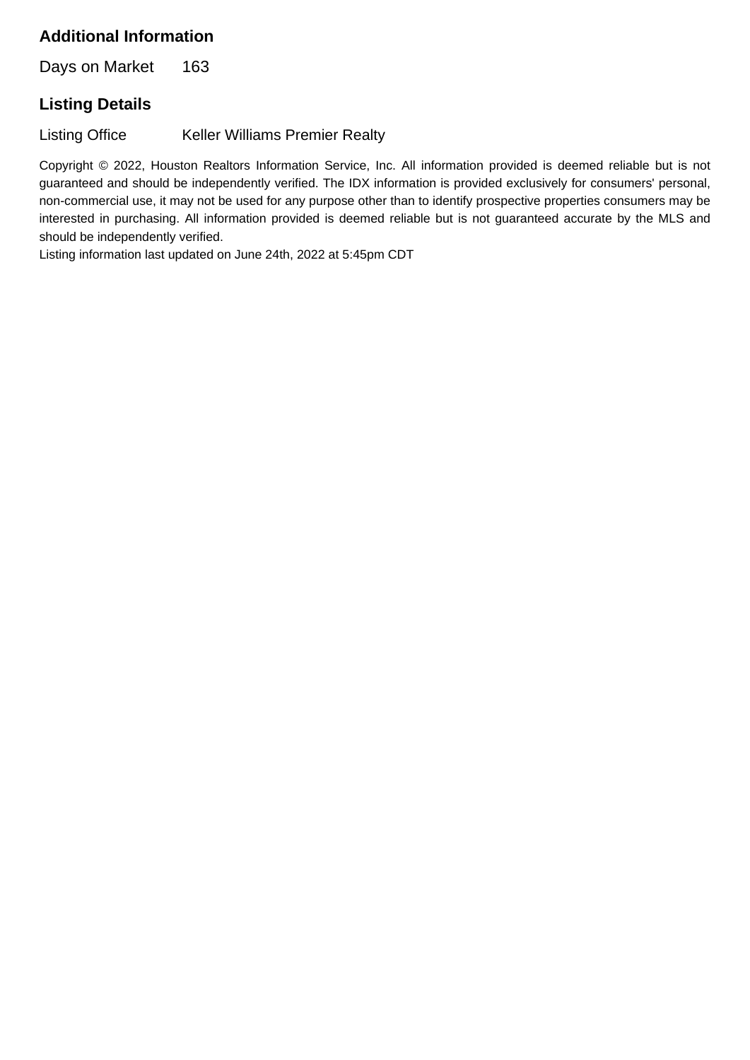## Additional Information

| | |
|---|---|
| Days on Market | 163 |

## Listing Details

| | |
|---|---|
| Listing Office | Keller Williams Premier Realty |

Copyright © 2022, Houston Realtors Information Service, Inc. All information provided is deemed reliable but is not guaranteed and should be independently verified. The IDX information is provided exclusively for consumers' personal, non-commercial use, it may not be used for any purpose other than to identify prospective properties consumers may be interested in purchasing. All information provided is deemed reliable but is not guaranteed accurate by the MLS and should be independently verified.

Listing information last updated on June 24th, 2022 at 5:45pm CDT